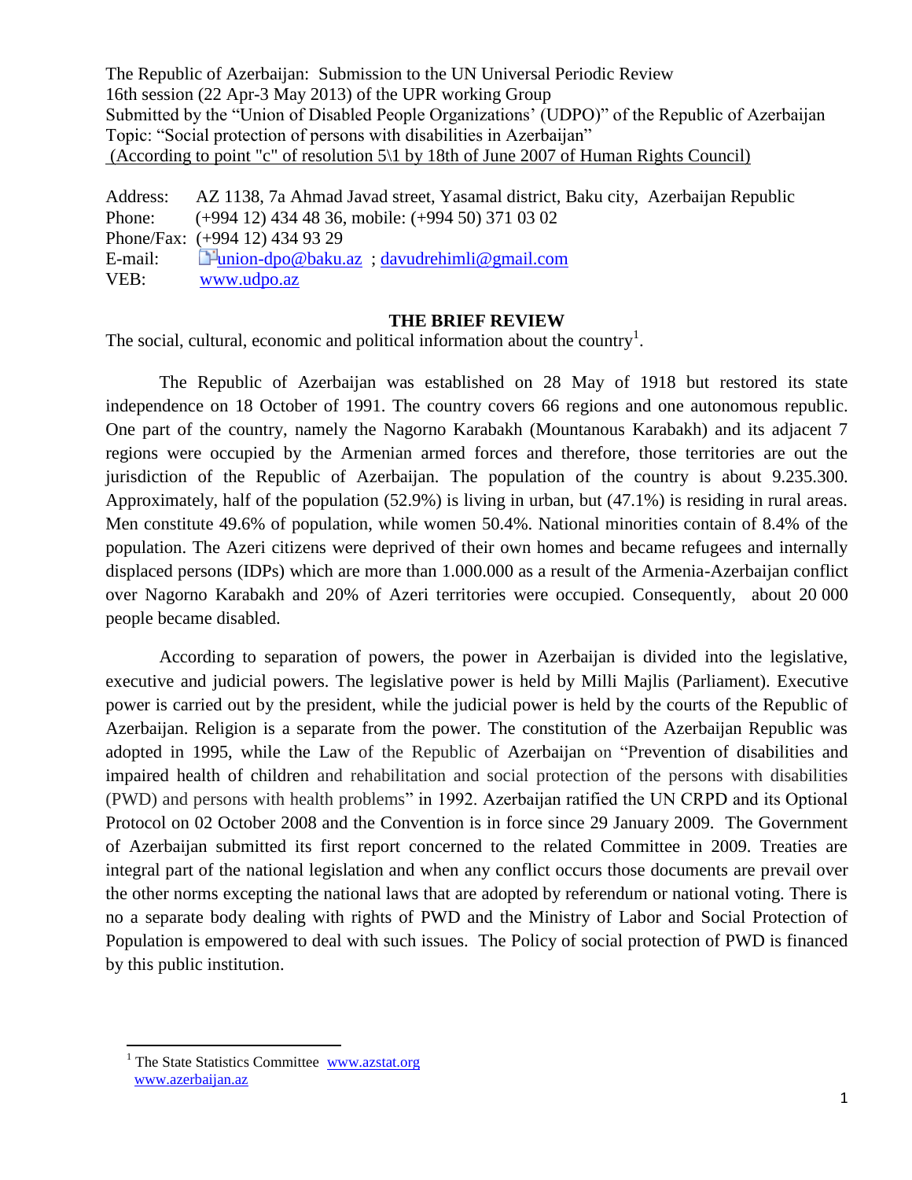The Republic of Azerbaijan: Submission to the UN Universal Periodic Review
16th session (22 Apr-3 May 2013) of the UPR working Group
Submitted by the "Union of Disabled People Organizations' (UDPO)" of the Republic of Azerbaijan
Topic: "Social protection of persons with disabilities in Azerbaijan"
(According to point "c" of resolution 5\1 by 18th of June 2007 of Human Rights Council)

Address: AZ 1138, 7a Ahmad Javad street, Yasamal district, Baku city, Azerbaijan Republic
Phone: (+994 12) 434 48 36, mobile: (+994 50) 371 03 02
Phone/Fax: (+994 12) 434 93 29
E-mail: union-dpo@baku.az ; davudrehimli@gmail.com
VEB: www.udpo.az

## THE BRIEF REVIEW

The social, cultural, economic and political information about the country[1].

The Republic of Azerbaijan was established on 28 May of 1918 but restored its state independence on 18 October of 1991. The country covers 66 regions and one autonomous republic. One part of the country, namely the Nagorno Karabakh (Mountanous Karabakh) and its adjacent 7 regions were occupied by the Armenian armed forces and therefore, those territories are out the jurisdiction of the Republic of Azerbaijan. The population of the country is about 9.235.300. Approximately, half of the population (52.9%) is living in urban, but (47.1%) is residing in rural areas. Men constitute 49.6% of population, while women 50.4%. National minorities contain of 8.4% of the population. The Azeri citizens were deprived of their own homes and became refugees and internally displaced persons (IDPs) which are more than 1.000.000 as a result of the Armenia-Azerbaijan conflict over Nagorno Karabakh and 20% of Azeri territories were occupied. Consequently, about 20 000 people became disabled.

According to separation of powers, the power in Azerbaijan is divided into the legislative, executive and judicial powers. The legislative power is held by Milli Majlis (Parliament). Executive power is carried out by the president, while the judicial power is held by the courts of the Republic of Azerbaijan. Religion is a separate from the power. The constitution of the Azerbaijan Republic was adopted in 1995, while the Law of the Republic of Azerbaijan on "Prevention of disabilities and impaired health of children and rehabilitation and social protection of the persons with disabilities (PWD) and persons with health problems" in 1992. Azerbaijan ratified the UN CRPD and its Optional Protocol on 02 October 2008 and the Convention is in force since 29 January 2009. The Government of Azerbaijan submitted its first report concerned to the related Committee in 2009. Treaties are integral part of the national legislation and when any conflict occurs those documents are prevail over the other norms excepting the national laws that are adopted by referendum or national voting. There is no a separate body dealing with rights of PWD and the Ministry of Labor and Social Protection of Population is empowered to deal with such issues. The Policy of social protection of PWD is financed by this public institution.

---

[1] The State Statistics Committee www.azstat.org
www.azerbaijan.az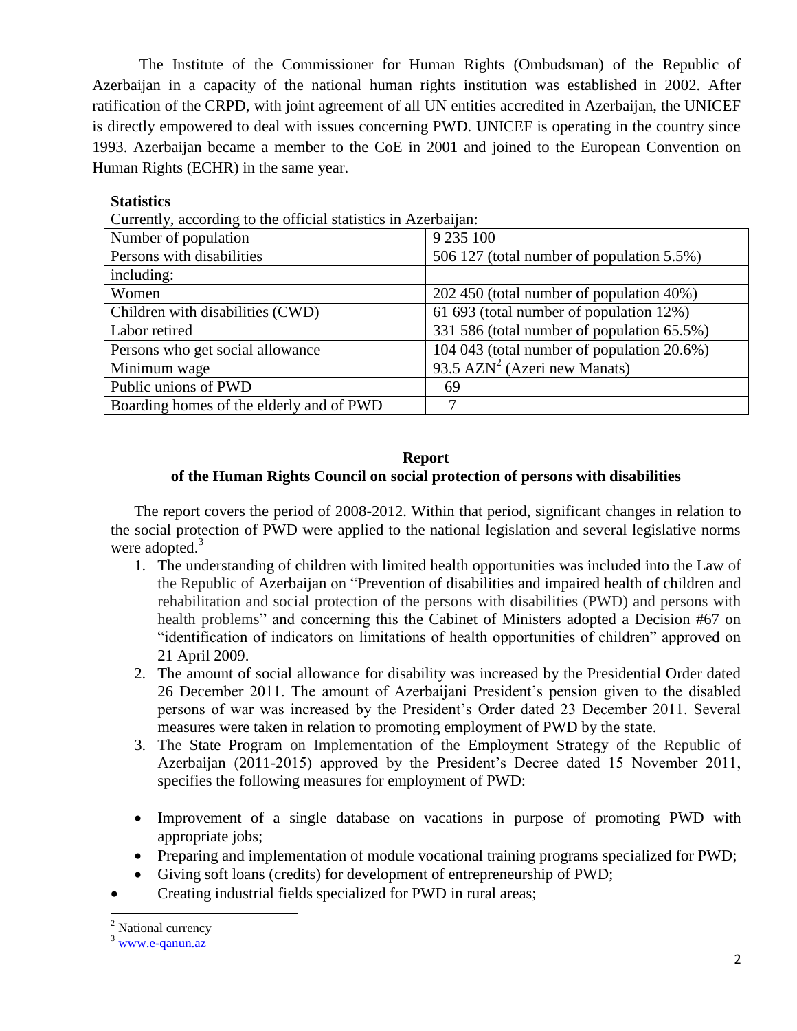The Institute of the Commissioner for Human Rights (Ombudsman) of the Republic of Azerbaijan in a capacity of the national human rights institution was established in 2002. After ratification of the CRPD, with joint agreement of all UN entities accredited in Azerbaijan, the UNICEF is directly empowered to deal with issues concerning PWD. UNICEF is operating in the country since 1993. Azerbaijan became a member to the CoE in 2001 and joined to the European Convention on Human Rights (ECHR) in the same year.

**Statistics**

Currently, according to the official statistics in Azerbaijan:

| Number of population | 9 235 100 |
|---|---|
| Persons with disabilities | 506 127 (total number of population 5.5%) |
| including: | |
| Women | 202 450 (total number of population 40%) |
| Children with disabilities (CWD) | 61 693 (total number of population 12%) |
| Labor retired | 331 586 (total number of population 65.5%) |
| Persons who get social allowance | 104 043 (total number of population 20.6%) |
| Minimum wage | 93.5 AZN[2] (Azeri new Manats) |
| Public unions of PWD | 69 |
| Boarding homes of the elderly and of PWD | 7 |

**Report**
**of the Human Rights Council on social protection of persons with disabilities**

The report covers the period of 2008-2012. Within that period, significant changes in relation to the social protection of PWD were applied to the national legislation and several legislative norms were adopted.[3]

1. The understanding of children with limited health opportunities was included into the Law of the Republic of Azerbaijan on "Prevention of disabilities and impaired health of children and rehabilitation and social protection of the persons with disabilities (PWD) and persons with health problems" and concerning this the Cabinet of Ministers adopted a Decision #67 on "identification of indicators on limitations of health opportunities of children" approved on 21 April 2009.
2. The amount of social allowance for disability was increased by the Presidential Order dated 26 December 2011. The amount of Azerbaijani President's pension given to the disabled persons of war was increased by the President's Order dated 23 December 2011. Several measures were taken in relation to promoting employment of PWD by the state.
3. The State Program on Implementation of the Employment Strategy of the Republic of Azerbaijan (2011-2015) approved by the President's Decree dated 15 November 2011, specifies the following measures for employment of PWD:

- Improvement of a single database on vacations in purpose of promoting PWD with appropriate jobs;
- Preparing and implementation of module vocational training programs specialized for PWD;
- Giving soft loans (credits) for development of entrepreneurship of PWD;
- Creating industrial fields specialized for PWD in rural areas;

[2] National currency

[3] www.e-qanun.az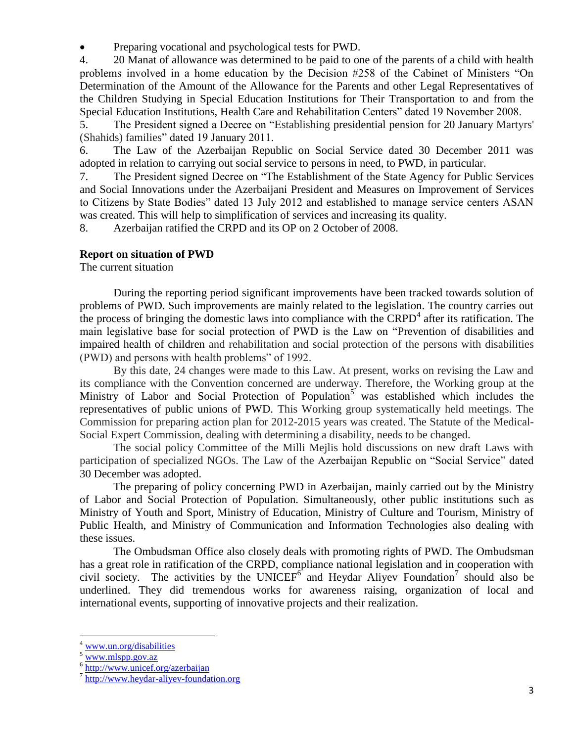- Preparing vocational and psychological tests for PWD.

4. 20 Manat of allowance was determined to be paid to one of the parents of a child with health problems involved in a home education by the Decision #258 of the Cabinet of Ministers "On Determination of the Amount of the Allowance for the Parents and other Legal Representatives of the Children Studying in Special Education Institutions for Their Transportation to and from the Special Education Institutions, Health Care and Rehabilitation Centers" dated 19 November 2008.
5. The President signed a Decree on "Establishing presidential pension for 20 January Martyrs' (Shahids) families" dated 19 January 2011.
6. The Law of the Azerbaijan Republic on Social Service dated 30 December 2011 was adopted in relation to carrying out social service to persons in need, to PWD, in particular.
7. The President signed Decree on "The Establishment of the State Agency for Public Services and Social Innovations under the Azerbaijani President and Measures on Improvement of Services to Citizens by State Bodies" dated 13 July 2012 and established to manage service centers ASAN was created. This will help to simplification of services and increasing its quality.
8. Azerbaijan ratified the CRPD and its OP on 2 October of 2008.

**Report on situation of PWD**

The current situation

During the reporting period significant improvements have been tracked towards solution of problems of PWD. Such improvements are mainly related to the legislation. The country carries out the process of bringing the domestic laws into compliance with the CRPD[4] after its ratification. The main legislative base for social protection of PWD is the Law on "Prevention of disabilities and impaired health of children and rehabilitation and social protection of the persons with disabilities (PWD) and persons with health problems" of 1992.

By this date, 24 changes were made to this Law. At present, works on revising the Law and its compliance with the Convention concerned are underway. Therefore, the Working group at the Ministry of Labor and Social Protection of Population[5] was established which includes the representatives of public unions of PWD. This Working group systematically held meetings. The Commission for preparing action plan for 2012-2015 years was created. The Statute of the Medical-Social Expert Commission, dealing with determining a disability, needs to be changed.

The social policy Committee of the Milli Mejlis hold discussions on new draft Laws with participation of specialized NGOs. The Law of the Azerbaijan Republic on "Social Service" dated 30 December was adopted.

The preparing of policy concerning PWD in Azerbaijan, mainly carried out by the Ministry of Labor and Social Protection of Population. Simultaneously, other public institutions such as Ministry of Youth and Sport, Ministry of Education, Ministry of Culture and Tourism, Ministry of Public Health, and Ministry of Communication and Information Technologies also dealing with these issues.

The Ombudsman Office also closely deals with promoting rights of PWD. The Ombudsman has a great role in ratification of the CRPD, compliance national legislation and in cooperation with civil society. The activities by the UNICEF[6] and Heydar Aliyev Foundation[7] should also be underlined. They did tremendous works for awareness raising, organization of local and international events, supporting of innovative projects and their realization.

---

[4] www.un.org/disabilities

[5] www.mlspp.gov.az

[6] http://www.unicef.org/azerbaijan

[7] http://www.heydar-aliyev-foundation.org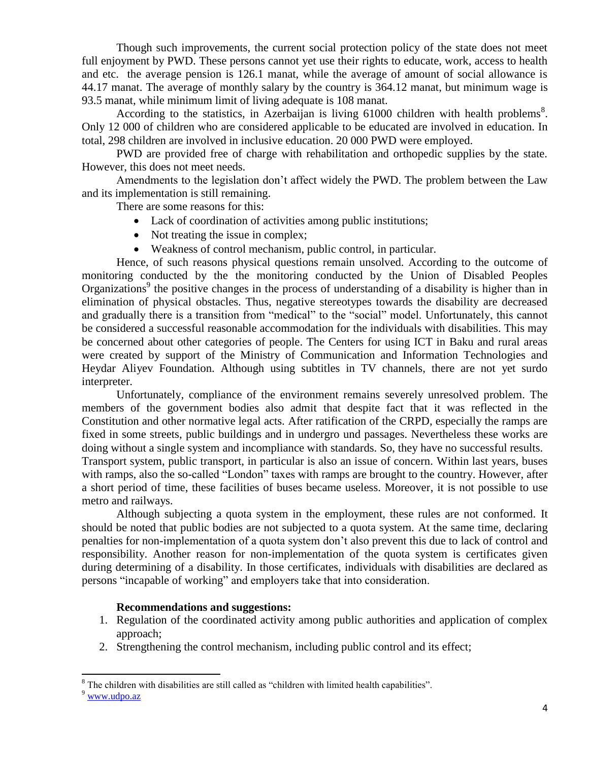Though such improvements, the current social protection policy of the state does not meet full enjoyment by PWD. These persons cannot yet use their rights to educate, work, access to health and etc. the average pension is 126.1 manat, while the average of amount of social allowance is 44.17 manat. The average of monthly salary by the country is 364.12 manat, but minimum wage is 93.5 manat, while minimum limit of living adequate is 108 manat.

According to the statistics, in Azerbaijan is living 61000 children with health problems[8]. Only 12 000 of children who are considered applicable to be educated are involved in education. In total, 298 children are involved in inclusive education. 20 000 PWD were employed.

PWD are provided free of charge with rehabilitation and orthopedic supplies by the state. However, this does not meet needs.

Amendments to the legislation don't affect widely the PWD. The problem between the Law and its implementation is still remaining.

There are some reasons for this:

- Lack of coordination of activities among public institutions;
- Not treating the issue in complex;
- Weakness of control mechanism, public control, in particular.

Hence, of such reasons physical questions remain unsolved. According to the outcome of monitoring conducted by the the monitoring conducted by the Union of Disabled Peoples Organizations[9] the positive changes in the process of understanding of a disability is higher than in elimination of physical obstacles. Thus, negative stereotypes towards the disability are decreased and gradually there is a transition from "medical" to the "social" model. Unfortunately, this cannot be considered a successful reasonable accommodation for the individuals with disabilities. This may be concerned about other categories of people. The Centers for using ICT in Baku and rural areas were created by support of the Ministry of Communication and Information Technologies and Heydar Aliyev Foundation. Although using subtitles in TV channels, there are not yet surdo interpreter.

Unfortunately, compliance of the environment remains severely unresolved problem. The members of the government bodies also admit that despite fact that it was reflected in the Constitution and other normative legal acts. After ratification of the CRPD, especially the ramps are fixed in some streets, public buildings and in undergro und passages. Nevertheless these works are doing without a single system and incompliance with standards. So, they have no successful results.
Transport system, public transport, in particular is also an issue of concern. Within last years, buses with ramps, also the so-called "London" taxes with ramps are brought to the country. However, after a short period of time, these facilities of buses became useless. Moreover, it is not possible to use metro and railways.

Although subjecting a quota system in the employment, these rules are not conformed. It should be noted that public bodies are not subjected to a quota system. At the same time, declaring penalties for non-implementation of a quota system don't also prevent this due to lack of control and responsibility. Another reason for non-implementation of the quota system is certificates given during determining of a disability. In those certificates, individuals with disabilities are declared as persons "incapable of working" and employers take that into consideration.

**Recommendations and suggestions:**

1. Regulation of the coordinated activity among public authorities and application of complex approach;
2. Strengthening the control mechanism, including public control and its effect;

[8] The children with disabilities are still called as "children with limited health capabilities".

[9] www.udpo.az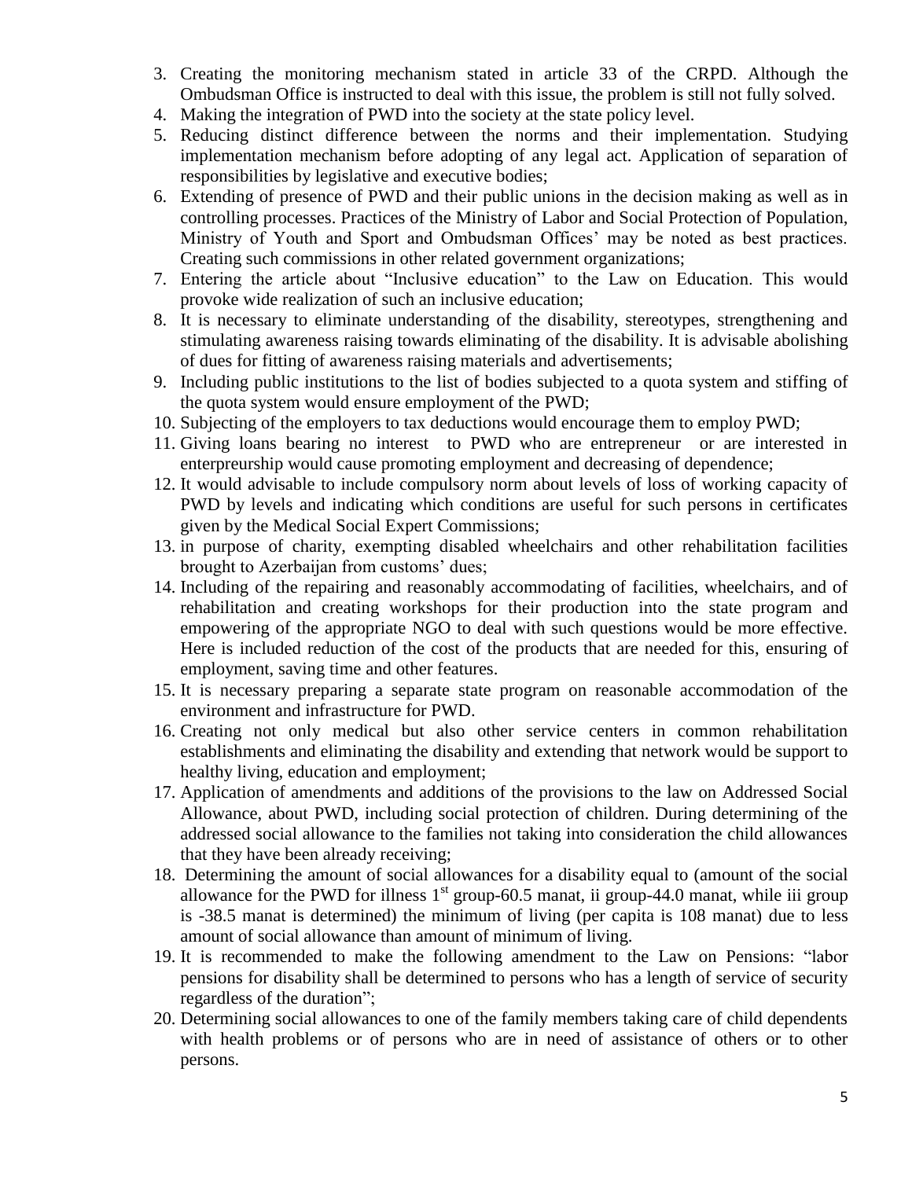3. Creating the monitoring mechanism stated in article 33 of the CRPD. Although the Ombudsman Office is instructed to deal with this issue, the problem is still not fully solved.
4. Making the integration of PWD into the society at the state policy level.
5. Reducing distinct difference between the norms and their implementation. Studying implementation mechanism before adopting of any legal act. Application of separation of responsibilities by legislative and executive bodies;
6. Extending of presence of PWD and their public unions in the decision making as well as in controlling processes. Practices of the Ministry of Labor and Social Protection of Population, Ministry of Youth and Sport and Ombudsman Offices' may be noted as best practices. Creating such commissions in other related government organizations;
7. Entering the article about "Inclusive education" to the Law on Education. This would provoke wide realization of such an inclusive education;
8. It is necessary to eliminate understanding of the disability, stereotypes, strengthening and stimulating awareness raising towards eliminating of the disability. It is advisable abolishing of dues for fitting of awareness raising materials and advertisements;
9. Including public institutions to the list of bodies subjected to a quota system and stiffing of the quota system would ensure employment of the PWD;
10. Subjecting of the employers to tax deductions would encourage them to employ PWD;
11. Giving loans bearing no interest to PWD who are entrepreneur or are interested in enterpreurship would cause promoting employment and decreasing of dependence;
12. It would advisable to include compulsory norm about levels of loss of working capacity of PWD by levels and indicating which conditions are useful for such persons in certificates given by the Medical Social Expert Commissions;
13. in purpose of charity, exempting disabled wheelchairs and other rehabilitation facilities brought to Azerbaijan from customs' dues;
14. Including of the repairing and reasonably accommodating of facilities, wheelchairs, and of rehabilitation and creating workshops for their production into the state program and empowering of the appropriate NGO to deal with such questions would be more effective. Here is included reduction of the cost of the products that are needed for this, ensuring of employment, saving time and other features.
15. It is necessary preparing a separate state program on reasonable accommodation of the environment and infrastructure for PWD.
16. Creating not only medical but also other service centers in common rehabilitation establishments and eliminating the disability and extending that network would be support to healthy living, education and employment;
17. Application of amendments and additions of the provisions to the law on Addressed Social Allowance, about PWD, including social protection of children. During determining of the addressed social allowance to the families not taking into consideration the child allowances that they have been already receiving;
18. Determining the amount of social allowances for a disability equal to (amount of the social allowance for the PWD for illness 1st group-60.5 manat, ii group-44.0 manat, while iii group is -38.5 manat is determined) the minimum of living (per capita is 108 manat) due to less amount of social allowance than amount of minimum of living.
19. It is recommended to make the following amendment to the Law on Pensions: "labor pensions for disability shall be determined to persons who has a length of service of security regardless of the duration";
20. Determining social allowances to one of the family members taking care of child dependents with health problems or of persons who are in need of assistance of others or to other persons.